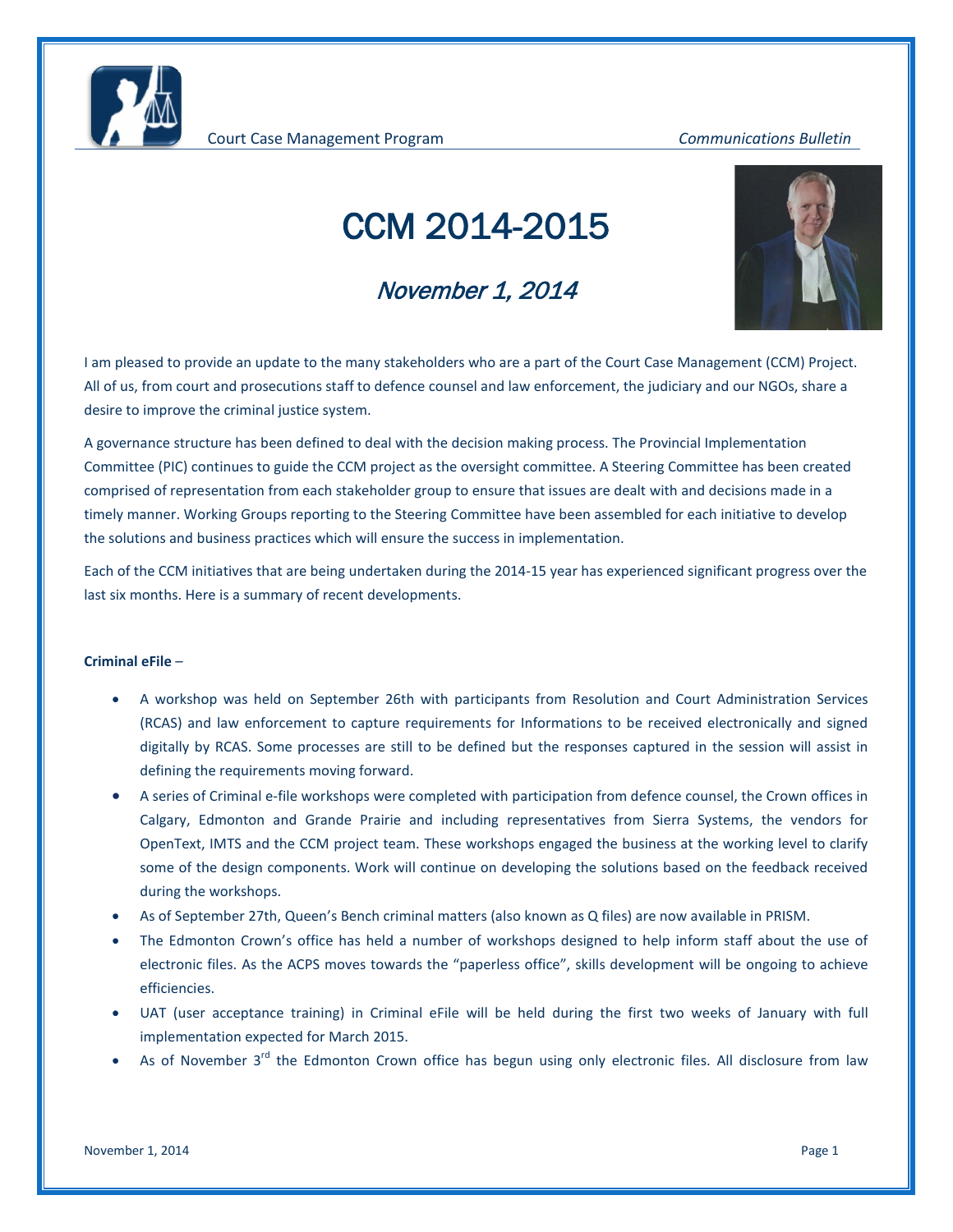Court Case Management Program *Communications Bulletin*

# CCM 2014-2015

## *November 1, 2014*

I am pleased to provide an update to the many stakeholders who are a part of the Court Case Management (CCM) Project. All of us, from court and prosecutions staff to defence counsel and law enforcement, the judiciary and our NGOs, share a desire to improve the criminal justice system.

A governance structure has been defined to deal with the decision making process. The Provincial Implementation Committee (PIC) continues to guide the CCM project as the oversight committee. A Steering Committee has been created comprised of representation from each stakeholder group to ensure that issues are dealt with and decisions made in a timely manner. Working Groups reporting to the Steering Committee have been assembled for each initiative to develop the solutions and business practices which will ensure the success in implementation.

Each of the CCM initiatives that are being undertaken during the 2014-15 year has experienced significant progress over the last six months. Here is a summary of recent developments.

**Criminal eFile** –

- A workshop was held on September 26th with participants from Resolution and Court Administration Services (RCAS) and law enforcement to capture requirements for Informations to be received electronically and signed digitally by RCAS. Some processes are still to be defined but the responses captured in the session will assist in defining the requirements moving forward.
- A series of Criminal e-file workshops were completed with participation from defence counsel, the Crown offices in Calgary, Edmonton and Grande Prairie and including representatives from Sierra Systems, the vendors for OpenText, IMTS and the CCM project team. These workshops engaged the business at the working level to clarify some of the design components. Work will continue on developing the solutions based on the feedback received during the workshops.
- As of September 27th, Queen's Bench criminal matters (also known as Q files) are now available in PRISM.
- The Edmonton Crown's office has held a number of workshops designed to help inform staff about the use of electronic files. As the ACPS moves towards the "paperless office", skills development will be ongoing to achieve efficiencies.
- UAT (user acceptance training) in Criminal eFile will be held during the first two weeks of January with full implementation expected for March 2015.
- As of November 3rd the Edmonton Crown office has begun using only electronic files. All disclosure from law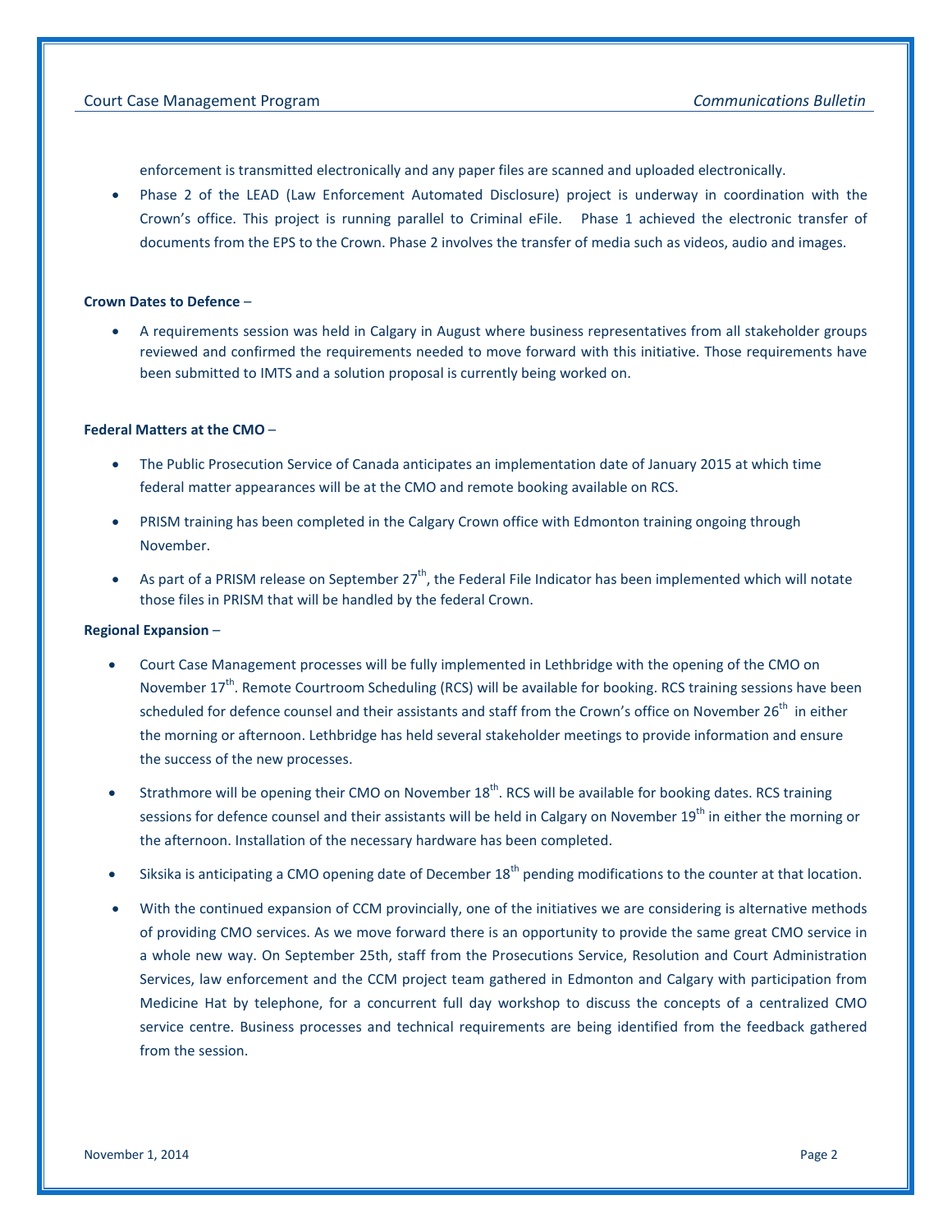enforcement is transmitted electronically and any paper files are scanned and uploaded electronically.

- Phase 2 of the LEAD (Law Enforcement Automated Disclosure) project is underway in coordination with the Crown's office. This project is running parallel to Criminal eFile. Phase 1 achieved the electronic transfer of documents from the EPS to the Crown. Phase 2 involves the transfer of media such as videos, audio and images.

**Crown Dates to Defence** –

- A requirements session was held in Calgary in August where business representatives from all stakeholder groups reviewed and confirmed the requirements needed to move forward with this initiative. Those requirements have been submitted to IMTS and a solution proposal is currently being worked on.

**Federal Matters at the CMO** –

- The Public Prosecution Service of Canada anticipates an implementation date of January 2015 at which time federal matter appearances will be at the CMO and remote booking available on RCS.
- PRISM training has been completed in the Calgary Crown office with Edmonton training ongoing through November.
- As part of a PRISM release on September 27th, the Federal File Indicator has been implemented which will notate those files in PRISM that will be handled by the federal Crown.

**Regional Expansion** –

- Court Case Management processes will be fully implemented in Lethbridge with the opening of the CMO on November 17th. Remote Courtroom Scheduling (RCS) will be available for booking. RCS training sessions have been scheduled for defence counsel and their assistants and staff from the Crown's office on November 26th in either the morning or afternoon. Lethbridge has held several stakeholder meetings to provide information and ensure the success of the new processes.
- Strathmore will be opening their CMO on November 18th. RCS will be available for booking dates. RCS training sessions for defence counsel and their assistants will be held in Calgary on November 19th in either the morning or the afternoon. Installation of the necessary hardware has been completed.
- Siksika is anticipating a CMO opening date of December 18th pending modifications to the counter at that location.
- With the continued expansion of CCM provincially, one of the initiatives we are considering is alternative methods of providing CMO services. As we move forward there is an opportunity to provide the same great CMO service in a whole new way. On September 25th, staff from the Prosecutions Service, Resolution and Court Administration Services, law enforcement and the CCM project team gathered in Edmonton and Calgary with participation from Medicine Hat by telephone, for a concurrent full day workshop to discuss the concepts of a centralized CMO service centre. Business processes and technical requirements are being identified from the feedback gathered from the session.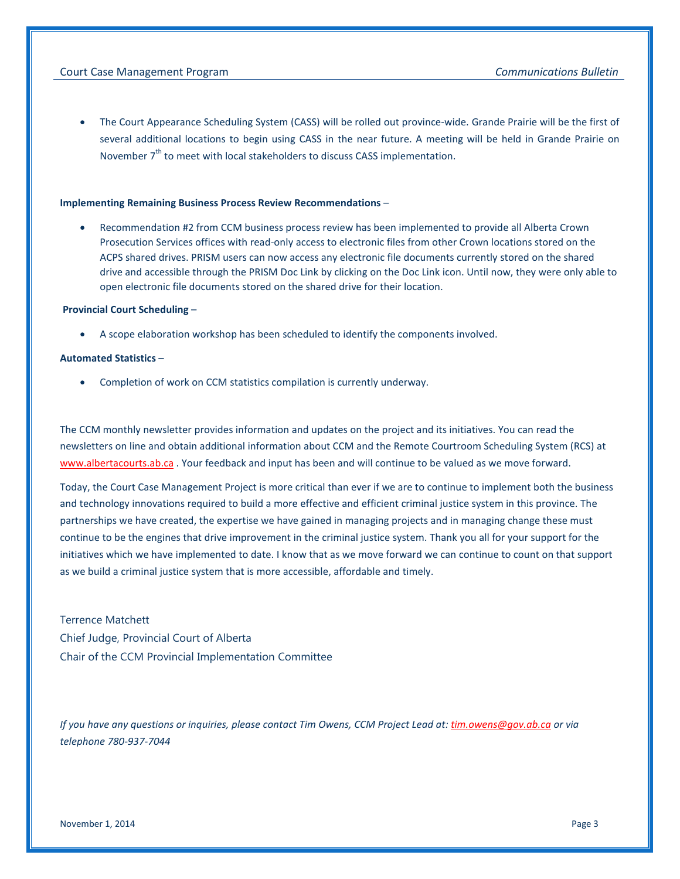- The Court Appearance Scheduling System (CASS) will be rolled out province-wide. Grande Prairie will be the first of several additional locations to begin using CASS in the near future. A meeting will be held in Grande Prairie on November 7th to meet with local stakeholders to discuss CASS implementation.

**Implementing Remaining Business Process Review Recommendations** –

- Recommendation #2 from CCM business process review has been implemented to provide all Alberta Crown Prosecution Services offices with read-only access to electronic files from other Crown locations stored on the ACPS shared drives. PRISM users can now access any electronic file documents currently stored on the shared drive and accessible through the PRISM Doc Link by clicking on the Doc Link icon. Until now, they were only able to open electronic file documents stored on the shared drive for their location.

**Provincial Court Scheduling** –

- A scope elaboration workshop has been scheduled to identify the components involved.

**Automated Statistics** –

- Completion of work on CCM statistics compilation is currently underway.

The CCM monthly newsletter provides information and updates on the project and its initiatives. You can read the newsletters on line and obtain additional information about CCM and the Remote Courtroom Scheduling System (RCS) at www.albertacourts.ab.ca . Your feedback and input has been and will continue to be valued as we move forward.

Today, the Court Case Management Project is more critical than ever if we are to continue to implement both the business and technology innovations required to build a more effective and efficient criminal justice system in this province. The partnerships we have created, the expertise we have gained in managing projects and in managing change these must continue to be the engines that drive improvement in the criminal justice system. Thank you all for your support for the initiatives which we have implemented to date. I know that as we move forward we can continue to count on that support as we build a criminal justice system that is more accessible, affordable and timely.

Terrence Matchett
Chief Judge, Provincial Court of Alberta
Chair of the CCM Provincial Implementation Committee

*If you have any questions or inquiries, please contact Tim Owens, CCM Project Lead at: tim.owens@gov.ab.ca or via telephone 780-937-7044*